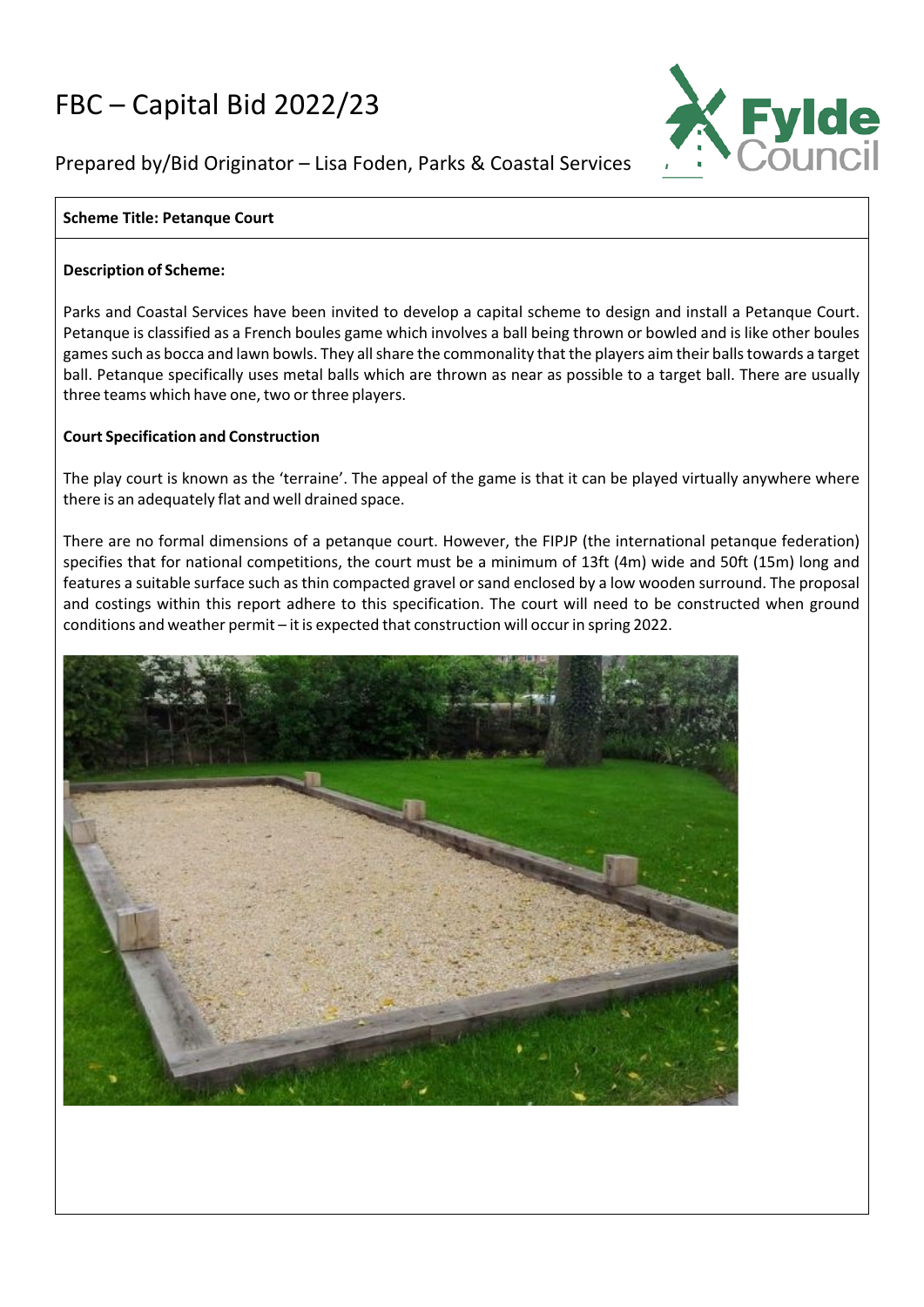# FBC – Capital Bid 2022/23

Prepared by/Bid Originator – Lisa Foden, Parks & Coastal Services

**Scheme Title: Petanque Court**

**Description of Scheme:**

Parks and Coastal Services have been invited to develop a capital scheme to design and install a Petanque Court. Petanque is classified as a French boules game which involves a ball being thrown or bowled and is like other boules games such as bocca and lawn bowls. They all share the commonality that the players aim their balls towards a target ball. Petanque specifically uses metal balls which are thrown as near as possible to a target ball. There are usually three teams which have one, two or three players.

**Court Specification and Construction**

The play court is known as the 'terraine'. The appeal of the game is that it can be played virtually anywhere where there is an adequately flat and well drained space.

There are no formal dimensions of a petanque court. However, the FIPJP (the international petanque federation) specifies that for national competitions, the court must be a minimum of 13ft (4m) wide and 50ft (15m) long and features a suitable surface such as thin compacted gravel or sand enclosed by a low wooden surround. The proposal and costings within this report adhere to this specification. The court will need to be constructed when ground conditions and weather permit – it is expected that construction will occur in spring 2022.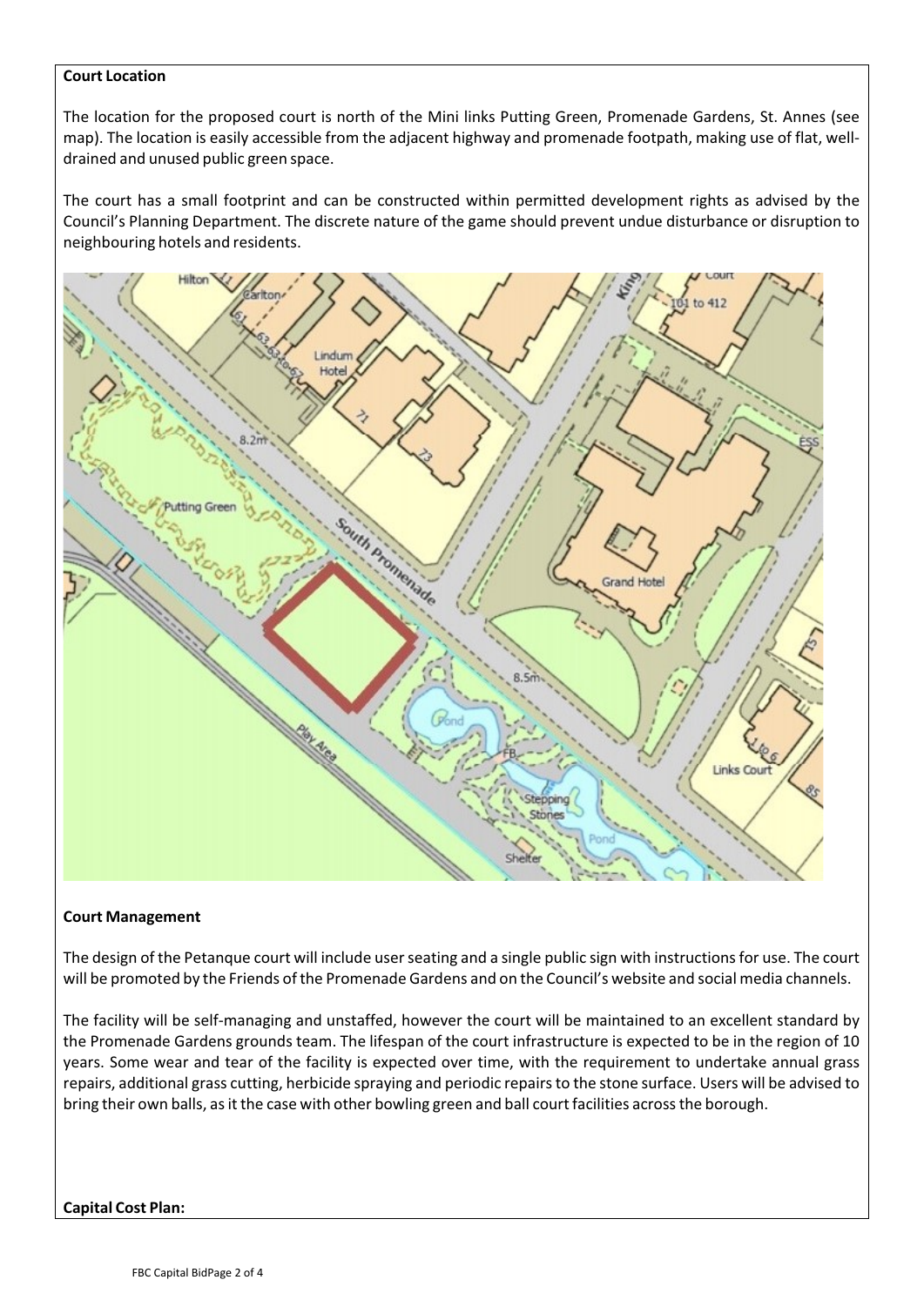**Court Location**

The location for the proposed court is north of the Mini links Putting Green, Promenade Gardens, St. Annes (see map). The location is easily accessible from the adjacent highway and promenade footpath, making use of flat, well-drained and unused public green space.

The court has a small footprint and can be constructed within permitted development rights as advised by the Council's Planning Department. The discrete nature of the game should prevent undue disturbance or disruption to neighbouring hotels and residents.

**Court Management**

The design of the Petanque court will include user seating and a single public sign with instructions for use. The court will be promoted by the Friends of the Promenade Gardens and on the Council's website and social media channels.

The facility will be self-managing and unstaffed, however the court will be maintained to an excellent standard by the Promenade Gardens grounds team. The lifespan of the court infrastructure is expected to be in the region of 10 years. Some wear and tear of the facility is expected over time, with the requirement to undertake annual grass repairs, additional grass cutting, herbicide spraying and periodic repairs to the stone surface. Users will be advised to bring their own balls, as it the case with other bowling green and ball court facilities across the borough.

**Capital Cost Plan:**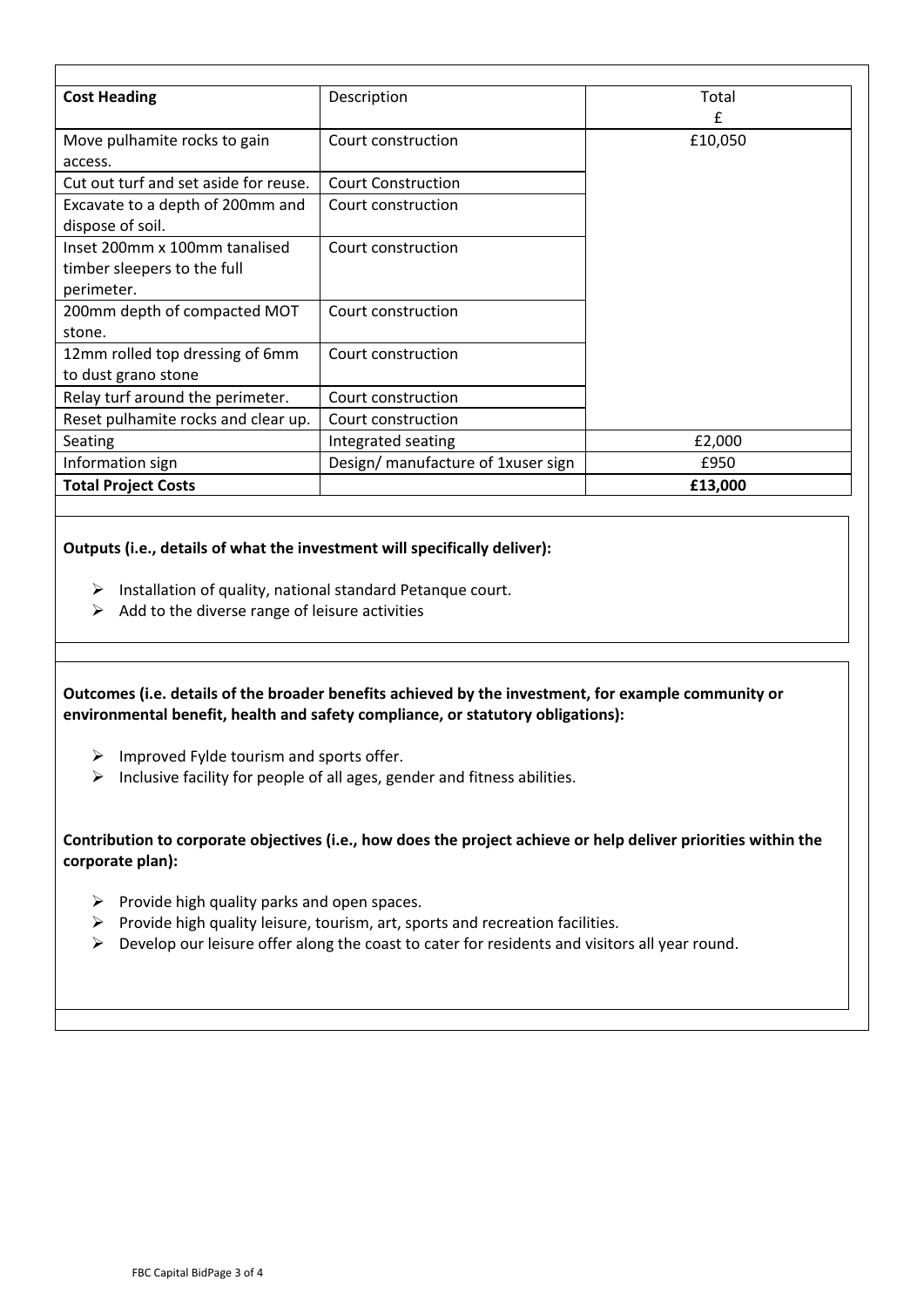| **Cost Heading** | Description | Total £ |
|---|---|---|
| Move pulhamite rocks to gain access. | Court construction | £10,050 |
| Cut out turf and set aside for reuse. | Court Construction | |
| Excavate to a depth of 200mm and dispose of soil. | Court construction | |
| Inset 200mm x 100mm tanalised timber sleepers to the full perimeter. | Court construction | |
| 200mm depth of compacted MOT stone. | Court construction | |
| 12mm rolled top dressing of 6mm to dust grano stone | Court construction | |
| Relay turf around the perimeter. | Court construction | |
| Reset pulhamite rocks and clear up. | Court construction | |
| Seating | Integrated seating | £2,000 |
| Information sign | Design/ manufacture of 1xuser sign | £950 |
| **Total Project Costs** | | **£13,000** |

**Outputs (i.e., details of what the investment will specifically deliver):**

- Installation of quality, national standard Petanque court.
- Add to the diverse range of leisure activities

**Outcomes (i.e. details of the broader benefits achieved by the investment, for example community or environmental benefit, health and safety compliance, or statutory obligations):**

- Improved Fylde tourism and sports offer.
- Inclusive facility for people of all ages, gender and fitness abilities.

**Contribution to corporate objectives (i.e., how does the project achieve or help deliver priorities within the corporate plan):**

- Provide high quality parks and open spaces.
- Provide high quality leisure, tourism, art, sports and recreation facilities.
- Develop our leisure offer along the coast to cater for residents and visitors all year round.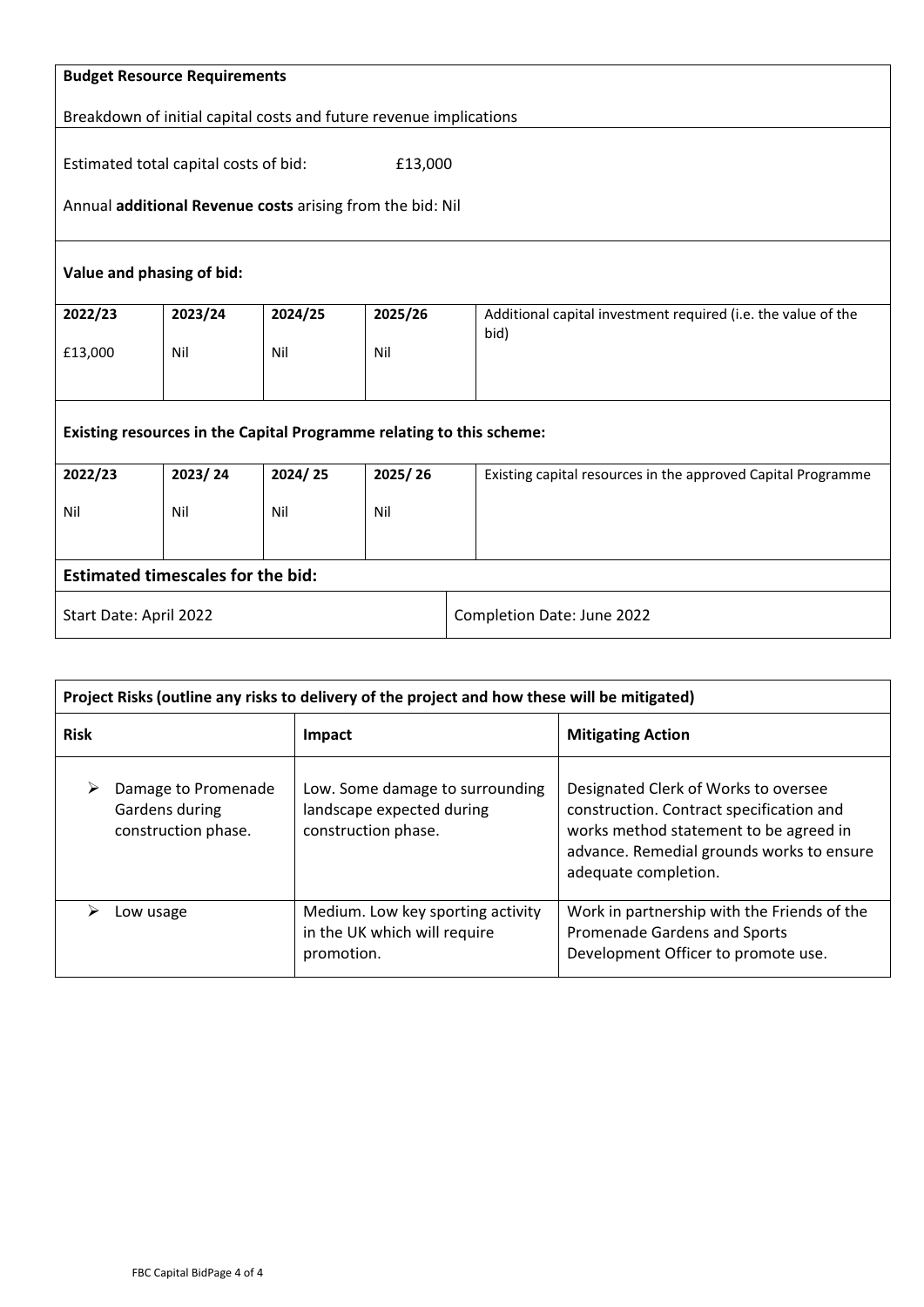**Budget Resource Requirements**

Breakdown of initial capital costs and future revenue implications

Estimated total capital costs of bid: £13,000

Annual **additional Revenue costs** arising from the bid: Nil

**Value and phasing of bid:**

| 2022/23 | 2023/24 | 2024/25 | 2025/26 | Additional capital investment required (i.e. the value of the bid) |
|---|---|---|---|---|
| £13,000 | Nil | Nil | Nil | |

**Existing resources in the Capital Programme relating to this scheme:**

| 2022/23 | 2023/ 24 | 2024/ 25 | 2025/ 26 | Existing capital resources in the approved Capital Programme |
|---|---|---|---|---|
| Nil | Nil | Nil | Nil | |

**Estimated timescales for the bid:**

| | |
|---|---|
| Start Date: April 2022 | Completion Date: June 2022 |

**Project Risks (outline any risks to delivery of the project and how these will be mitigated)**

| Risk | Impact | Mitigating Action |
|---|---|---|
| ➢ Damage to Promenade Gardens during construction phase. | Low. Some damage to surrounding landscape expected during construction phase. | Designated Clerk of Works to oversee construction. Contract specification and works method statement to be agreed in advance. Remedial grounds works to ensure adequate completion. |
| ➢ Low usage | Medium. Low key sporting activity in the UK which will require promotion. | Work in partnership with the Friends of the Promenade Gardens and Sports Development Officer to promote use. |